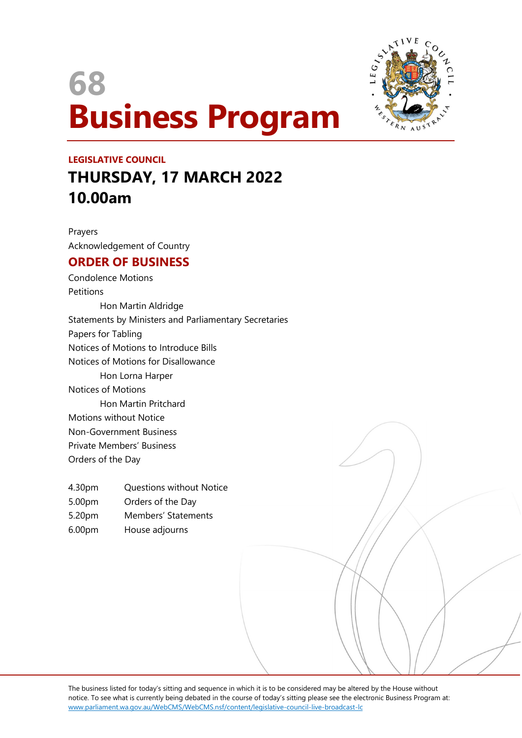# 68 Business Program

**LEGISLATIVE COUNCIL**

## THURSDAY, 17 MARCH 2022
## 10.00am

Prayers

Acknowledgement of Country

## ORDER OF BUSINESS

Condolence Motions

Petitions

  Hon Martin Aldridge

Statements by Ministers and Parliamentary Secretaries

Papers for Tabling

Notices of Motions to Introduce Bills

Notices of Motions for Disallowance

  Hon Lorna Harper

Notices of Motions

  Hon Martin Pritchard

Motions without Notice

Non-Government Business

Private Members' Business

Orders of the Day

| | |
|---|---|
| 4.30pm | Questions without Notice |
| 5.00pm | Orders of the Day |
| 5.20pm | Members' Statements |
| 6.00pm | House adjourns |

The business listed for today's sitting and sequence in which it is to be considered may be altered by the House without notice. To see what is currently being debated in the course of today's sitting please see the electronic Business Program at: www.parliament.wa.gov.au/WebCMS/WebCMS.nsf/content/legislative-council-live-broadcast-lc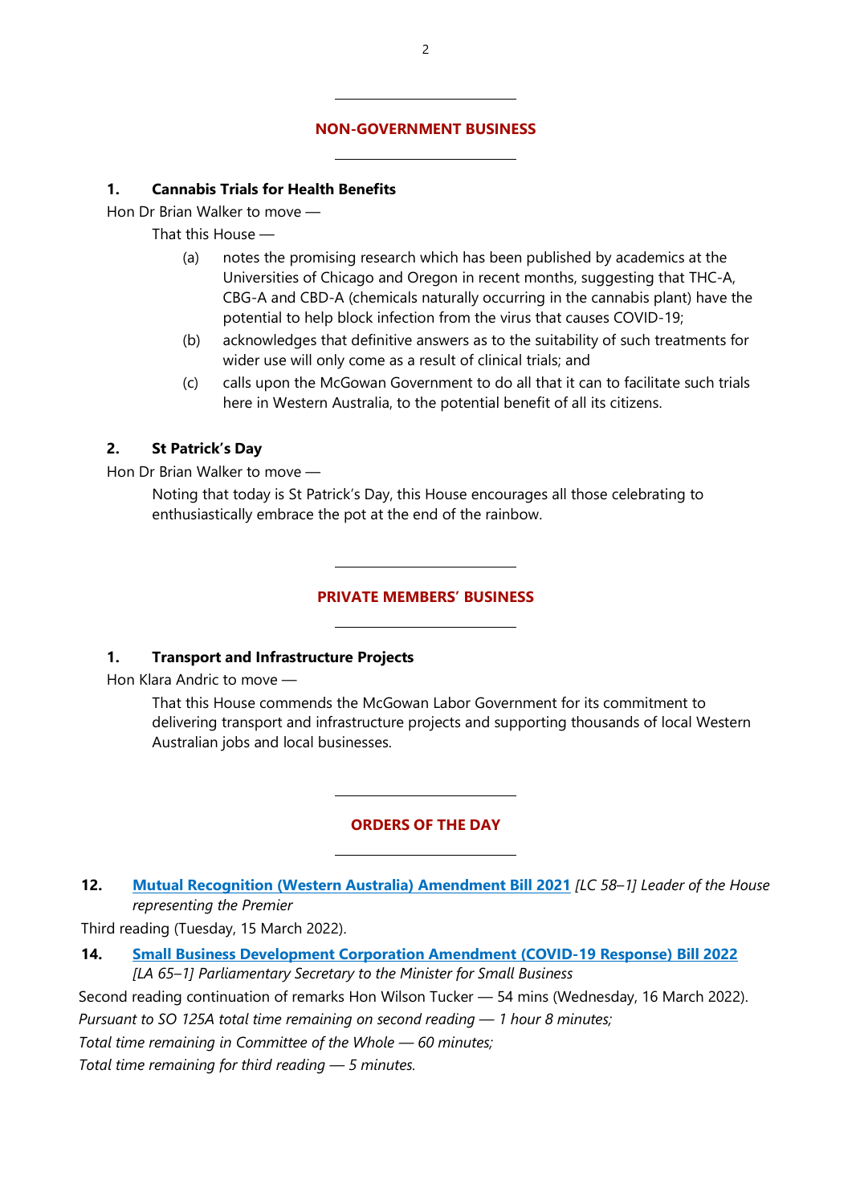## NON-GOVERNMENT BUSINESS

### 1. Cannabis Trials for Health Benefits

Hon Dr Brian Walker to move —

That this House —

(a) notes the promising research which has been published by academics at the Universities of Chicago and Oregon in recent months, suggesting that THC-A, CBG-A and CBD-A (chemicals naturally occurring in the cannabis plant) have the potential to help block infection from the virus that causes COVID-19;

(b) acknowledges that definitive answers as to the suitability of such treatments for wider use will only come as a result of clinical trials; and

(c) calls upon the McGowan Government to do all that it can to facilitate such trials here in Western Australia, to the potential benefit of all its citizens.

### 2. St Patrick's Day

Hon Dr Brian Walker to move —

Noting that today is St Patrick's Day, this House encourages all those celebrating to enthusiastically embrace the pot at the end of the rainbow.

## PRIVATE MEMBERS' BUSINESS

### 1. Transport and Infrastructure Projects

Hon Klara Andric to move —

That this House commends the McGowan Labor Government for its commitment to delivering transport and infrastructure projects and supporting thousands of local Western Australian jobs and local businesses.

## ORDERS OF THE DAY

**12.** **Mutual Recognition (Western Australia) Amendment Bill 2021** *[LC 58–1] Leader of the House representing the Premier*

Third reading (Tuesday, 15 March 2022).

**14.** **Small Business Development Corporation Amendment (COVID-19 Response) Bill 2022** *[LA 65–1] Parliamentary Secretary to the Minister for Small Business*

Second reading continuation of remarks Hon Wilson Tucker — 54 mins (Wednesday, 16 March 2022).

*Pursuant to SO 125A total time remaining on second reading — 1 hour 8 minutes;*

*Total time remaining in Committee of the Whole — 60 minutes;*

*Total time remaining for third reading — 5 minutes.*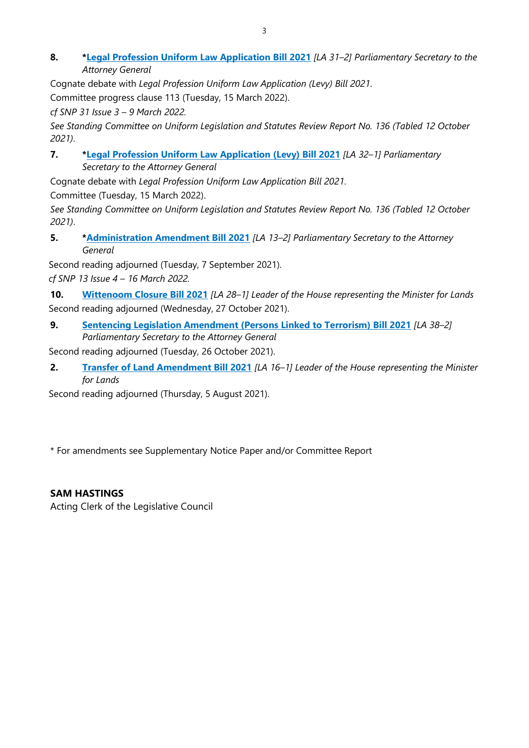**8.** ***Legal Profession Uniform Law Application Bill 2021*** *[LA 31–2] Parliamentary Secretary to the Attorney General*

Cognate debate with *Legal Profession Uniform Law Application (Levy) Bill 2021*.

Committee progress clause 113 (Tuesday, 15 March 2022).

*cf SNP 31 Issue 3 – 9 March 2022.*

*See Standing Committee on Uniform Legislation and Statutes Review Report No. 136 (Tabled 12 October 2021).*

**7.** ***Legal Profession Uniform Law Application (Levy) Bill 2021*** *[LA 32–1] Parliamentary Secretary to the Attorney General*

Cognate debate with *Legal Profession Uniform Law Application Bill 2021*.

Committee (Tuesday, 15 March 2022).

*See Standing Committee on Uniform Legislation and Statutes Review Report No. 136 (Tabled 12 October 2021).*

**5.** ***Administration Amendment Bill 2021*** *[LA 13–2] Parliamentary Secretary to the Attorney General*

Second reading adjourned (Tuesday, 7 September 2021).

*cf SNP 13 Issue 4 – 16 March 2022.*

**10.** **Witteenoom Closure Bill 2021** *[LA 28–1] Leader of the House representing the Minister for Lands*

Second reading adjourned (Wednesday, 27 October 2021).

**9.** **Sentencing Legislation Amendment (Persons Linked to Terrorism) Bill 2021** *[LA 38–2] Parliamentary Secretary to the Attorney General*

Second reading adjourned (Tuesday, 26 October 2021).

**2.** **Transfer of Land Amendment Bill 2021** *[LA 16–1] Leader of the House representing the Minister for Lands*

Second reading adjourned (Thursday, 5 August 2021).

\* For amendments see Supplementary Notice Paper and/or Committee Report

**SAM HASTINGS**
Acting Clerk of the Legislative Council